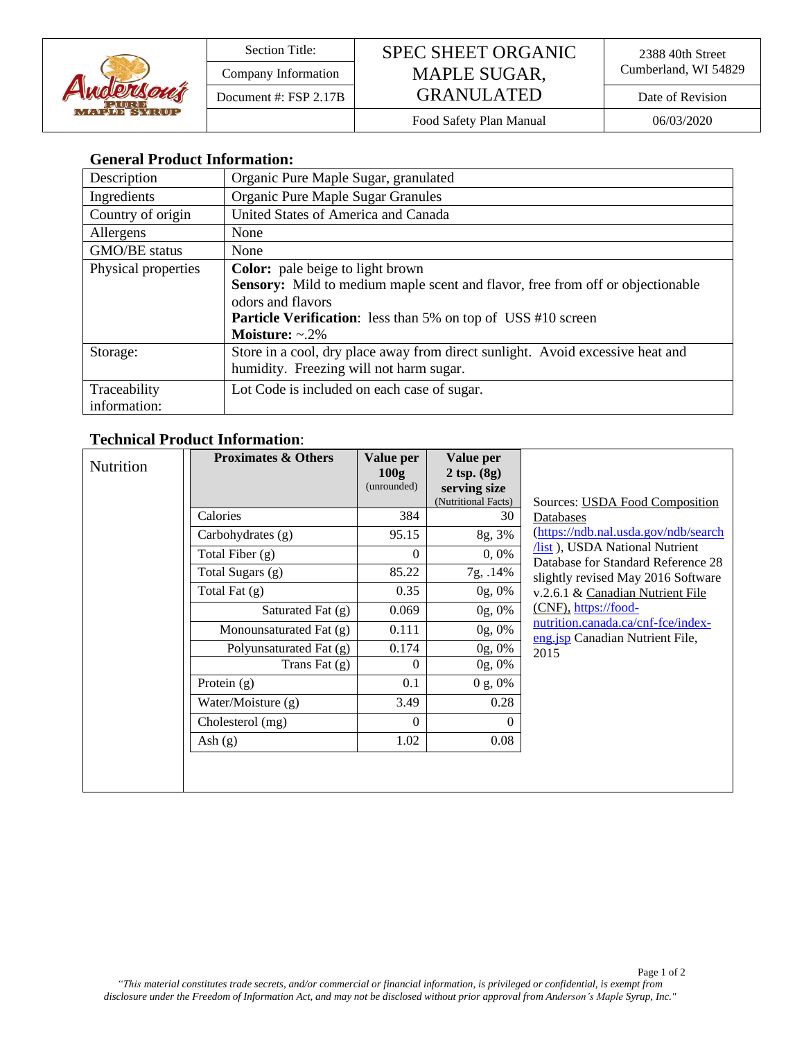| Section Title: | SPEC SHEET ORGANIC MAPLE SUGAR, GRANULATED | 2388 40th Street Cumberland, WI 54829 |
|---|---|---|
| Company Information | | Date of Revision |
| Document #: FSP 2.17B | Food Safety Plan Manual | 06/03/2020 |

## General Product Information:

| | |
|---|---|
| Description | Organic Pure Maple Sugar, granulated |
| Ingredients | Organic Pure Maple Sugar Granules |
| Country of origin | United States of America and Canada |
| Allergens | None |
| GMO/BE status | None |
| Physical properties | **Color:** pale beige to light brown<br>**Sensory:** Mild to medium maple scent and flavor, free from off or objectionable odors and flavors<br>**Particle Verification**: less than 5% on top of USS #10 screen<br>**Moisture:** ~.2% |
| Storage: | Store in a cool, dry place away from direct sunlight. Avoid excessive heat and humidity. Freezing will not harm sugar. |
| Traceability information: | Lot Code is included on each case of sugar. |

## Technical Product Information:

Nutrition

| Proximates & Others | Value per 100g (unrounded) | Value per 2 tsp. (8g) serving size (Nutritional Facts) |
|---|---|---|
| Calories | 384 | 30 |
| Carbohydrates (g) | 95.15 | 8g, 3% |
| Total Fiber (g) | 0 | 0, 0% |
| Total Sugars (g) | 85.22 | 7g, .14% |
| Total Fat (g) | 0.35 | 0g, 0% |
| Saturated Fat (g) | 0.069 | 0g, 0% |
| Monounsaturated Fat (g) | 0.111 | 0g, 0% |
| Polyunsaturated Fat (g) | 0.174 | 0g, 0% |
| Trans Fat (g) | 0 | 0g, 0% |
| Protein (g) | 0.1 | 0 g, 0% |
| Water/Moisture (g) | 3.49 | 0.28 |
| Cholesterol (mg) | 0 | 0 |
| Ash (g) | 1.02 | 0.08 |

Sources: USDA Food Composition Databases (https://ndb.nal.usda.gov/ndb/search/list ), USDA National Nutrient Database for Standard Reference 28 slightly revised May 2016 Software v.2.6.1 & Canadian Nutrient File (CNF), https://food-nutrition.canada.ca/cnf-fce/index-eng.jsp Canadian Nutrient File, 2015

*"This material constitutes trade secrets, and/or commercial or financial information, is privileged or confidential, is exempt from disclosure under the Freedom of Information Act, and may not be disclosed without prior approval from Anderson's Maple Syrup, Inc."*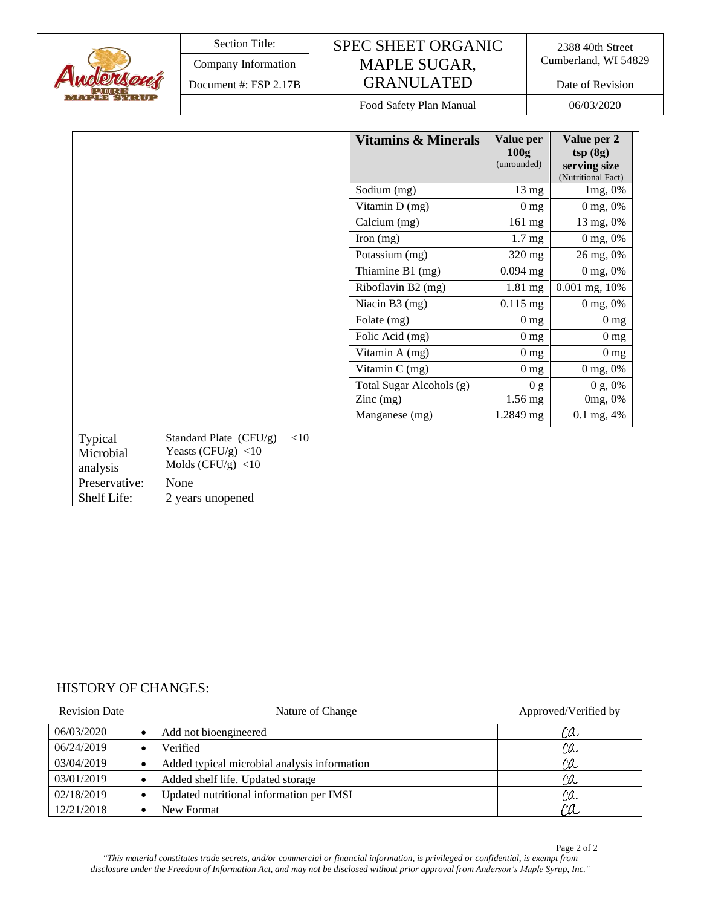| | | | | |
|---|---|---|---|---|
| Section Title: | SPEC SHEET ORGANIC MAPLE SUGAR, GRANULATED | 2388 40th Street Cumberland, WI 54829 |
| Company Information | | |
| Document #: FSP 2.17B | | Date of Revision |
| | Food Safety Plan Manual | 06/03/2020 |

| | | Vitamins & Minerals | Value per 100g (unrounded) | Value per 2 tsp (8g) serving size (Nutritional Fact) |
|---|---|---|---|---|
| | | Sodium (mg) | 13 mg | 1mg, 0% |
| | | Vitamin D (mg) | 0 mg | 0 mg, 0% |
| | | Calcium (mg) | 161 mg | 13 mg, 0% |
| | | Iron (mg) | 1.7 mg | 0 mg, 0% |
| | | Potassium (mg) | 320 mg | 26 mg, 0% |
| | | Thiamine B1 (mg) | 0.094 mg | 0 mg, 0% |
| | | Riboflavin B2 (mg) | 1.81 mg | 0.001 mg, 10% |
| | | Niacin B3 (mg) | 0.115 mg | 0 mg, 0% |
| | | Folate (mg) | 0 mg | 0 mg |
| | | Folic Acid (mg) | 0 mg | 0 mg |
| | | Vitamin A (mg) | 0 mg | 0 mg |
| | | Vitamin C (mg) | 0 mg | 0 mg, 0% |
| | | Total Sugar Alcohols (g) | 0 g | 0 g, 0% |
| | | Zinc (mg) | 1.56 mg | 0mg, 0% |
| | | Manganese (mg) | 1.2849 mg | 0.1 mg, 4% |
| Typical Microbial analysis | Standard Plate (CFU/g) <10<br>Yeasts (CFU/g) <10<br>Molds (CFU/g) <10 | | | |
| Preservative: | None | | | |
| Shelf Life: | 2 years unopened | | | |

## HISTORY OF CHANGES:

| Revision Date | Nature of Change | Approved/Verified by |
|---|---|---|
| 06/03/2020 | • Add not bioengineered | CA |
| 06/24/2019 | • Verified | CA |
| 03/04/2019 | • Added typical microbial analysis information | CA |
| 03/01/2019 | • Added shelf life. Updated storage | CA |
| 02/18/2019 | • Updated nutritional information per IMSI | CA |
| 12/21/2018 | • New Format | CA |

*"This material constitutes trade secrets, and/or commercial or financial information, is privileged or confidential, is exempt from disclosure under the Freedom of Information Act, and may not be disclosed without prior approval from Anderson's Maple Syrup, Inc."*